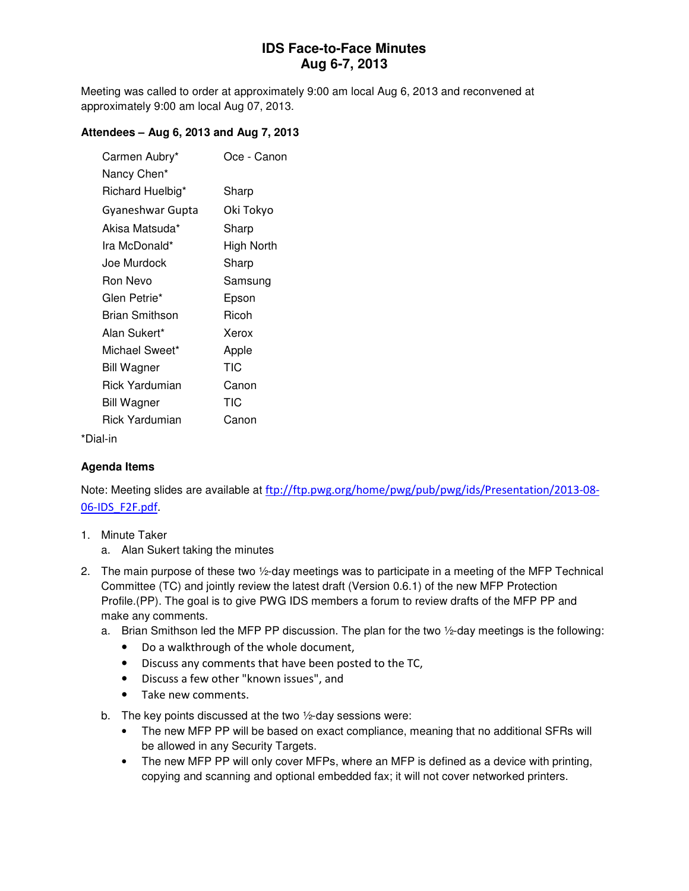# IDS Face-to-Face Minutes
# Aug 6-7, 2013

Meeting was called to order at approximately 9:00 am local Aug 6, 2013 and reconvened at approximately 9:00 am local Aug 07, 2013.

**Attendees – Aug 6, 2013 and Aug 7, 2013**

| | |
|---|---|
| Carmen Aubry* | Oce - Canon |
| Nancy Chen* | |
| Richard Huelbig* | Sharp |
| Gyaneshwar Gupta | Oki Tokyo |
| Akisa Matsuda* | Sharp |
| Ira McDonald* | High North |
| Joe Murdock | Sharp |
| Ron Nevo | Samsung |
| Glen Petrie* | Epson |
| Brian Smithson | Ricoh |
| Alan Sukert* | Xerox |
| Michael Sweet* | Apple |
| Bill Wagner | TIC |
| Rick Yardumian | Canon |
| Bill Wagner | TIC |
| Rick Yardumian | Canon |

*Dial-in

**Agenda Items**

Note: Meeting slides are available at ftp://ftp.pwg.org/home/pwg/pub/pwg/ids/Presentation/2013-08-06-IDS_F2F.pdf.

1. Minute Taker
   a. Alan Sukert taking the minutes
2. The main purpose of these two ½-day meetings was to participate in a meeting of the MFP Technical Committee (TC) and jointly review the latest draft (Version 0.6.1) of the new MFP Protection Profile.(PP). The goal is to give PWG IDS members a forum to review drafts of the MFP PP and make any comments.
   a. Brian Smithson led the MFP PP discussion. The plan for the two ½-day meetings is the following:
      - Do a walkthrough of the whole document,
      - Discuss any comments that have been posted to the TC,
      - Discuss a few other "known issues", and
      - Take new comments.
   b. The key points discussed at the two ½-day sessions were:
      - The new MFP PP will be based on exact compliance, meaning that no additional SFRs will be allowed in any Security Targets.
      - The new MFP PP will only cover MFPs, where an MFP is defined as a device with printing, copying and scanning and optional embedded fax; it will not cover networked printers.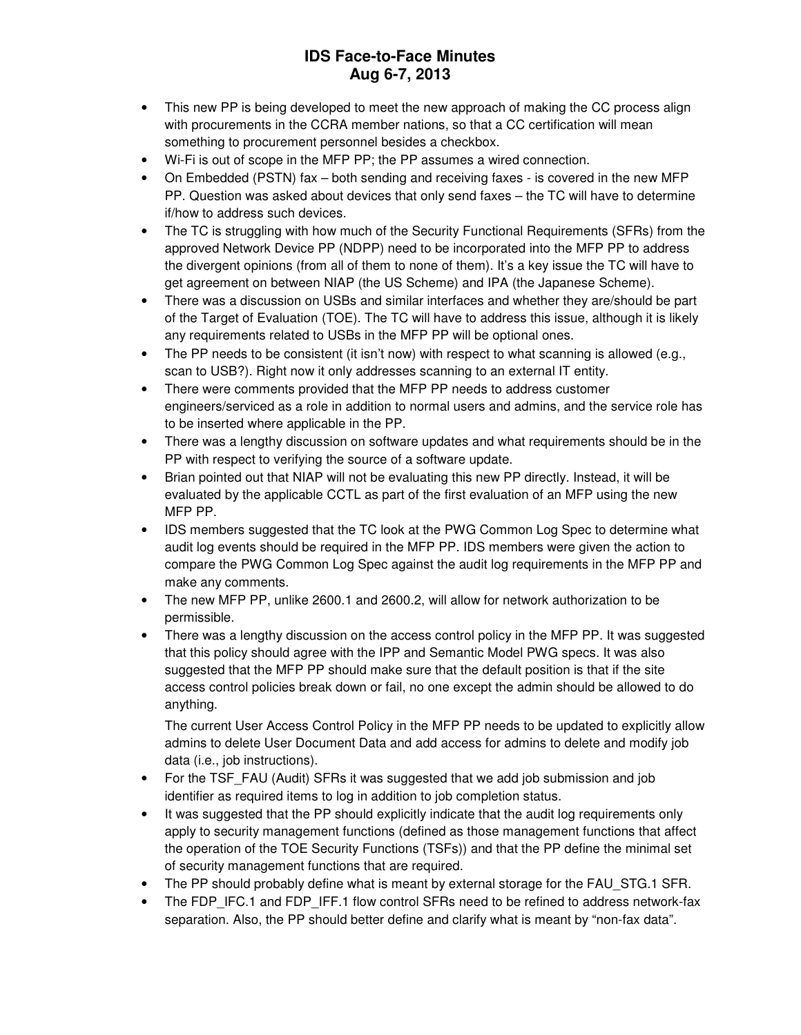- This new PP is being developed to meet the new approach of making the CC process align with procurements in the CCRA member nations, so that a CC certification will mean something to procurement personnel besides a checkbox.
- Wi-Fi is out of scope in the MFP PP; the PP assumes a wired connection.
- On Embedded (PSTN) fax – both sending and receiving faxes - is covered in the new MFP PP. Question was asked about devices that only send faxes – the TC will have to determine if/how to address such devices.
- The TC is struggling with how much of the Security Functional Requirements (SFRs) from the approved Network Device PP (NDPP) need to be incorporated into the MFP PP to address the divergent opinions (from all of them to none of them). It's a key issue the TC will have to get agreement on between NIAP (the US Scheme) and IPA (the Japanese Scheme).
- There was a discussion on USBs and similar interfaces and whether they are/should be part of the Target of Evaluation (TOE). The TC will have to address this issue, although it is likely any requirements related to USBs in the MFP PP will be optional ones.
- The PP needs to be consistent (it isn't now) with respect to what scanning is allowed (e.g., scan to USB?). Right now it only addresses scanning to an external IT entity.
- There were comments provided that the MFP PP needs to address customer engineers/serviced as a role in addition to normal users and admins, and the service role has to be inserted where applicable in the PP.
- There was a lengthy discussion on software updates and what requirements should be in the PP with respect to verifying the source of a software update.
- Brian pointed out that NIAP will not be evaluating this new PP directly. Instead, it will be evaluated by the applicable CCTL as part of the first evaluation of an MFP using the new MFP PP.
- IDS members suggested that the TC look at the PWG Common Log Spec to determine what audit log events should be required in the MFP PP. IDS members were given the action to compare the PWG Common Log Spec against the audit log requirements in the MFP PP and make any comments.
- The new MFP PP, unlike 2600.1 and 2600.2, will allow for network authorization to be permissible.
- There was a lengthy discussion on the access control policy in the MFP PP. It was suggested that this policy should agree with the IPP and Semantic Model PWG specs. It was also suggested that the MFP PP should make sure that the default position is that if the site access control policies break down or fail, no one except the admin should be allowed to do anything.

  The current User Access Control Policy in the MFP PP needs to be updated to explicitly allow admins to delete User Document Data and add access for admins to delete and modify job data (i.e., job instructions).
- For the TSF_FAU (Audit) SFRs it was suggested that we add job submission and job identifier as required items to log in addition to job completion status.
- It was suggested that the PP should explicitly indicate that the audit log requirements only apply to security management functions (defined as those management functions that affect the operation of the TOE Security Functions (TSFs)) and that the PP define the minimal set of security management functions that are required.
- The PP should probably define what is meant by external storage for the FAU_STG.1 SFR.
- The FDP_IFC.1 and FDP_IFF.1 flow control SFRs need to be refined to address network-fax separation. Also, the PP should better define and clarify what is meant by "non-fax data".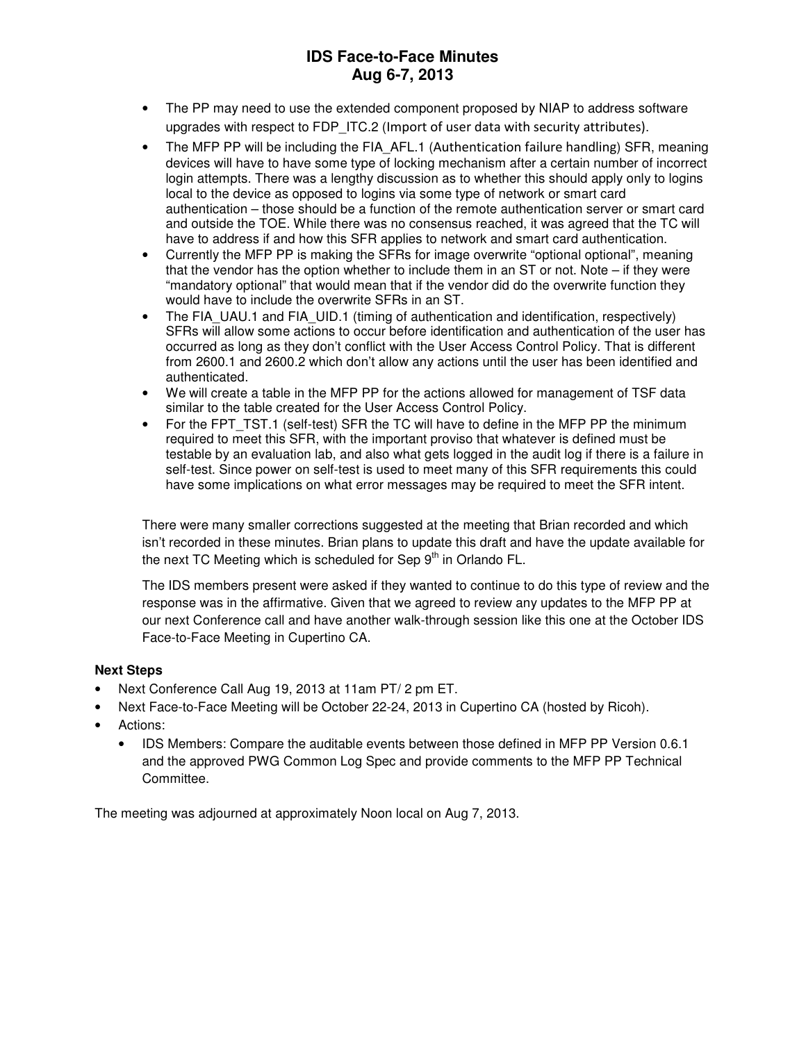- The PP may need to use the extended component proposed by NIAP to address software upgrades with respect to FDP_ITC.2 (Import of user data with security attributes).
- The MFP PP will be including the FIA_AFL.1 (Authentication failure handling) SFR, meaning devices will have to have some type of locking mechanism after a certain number of incorrect login attempts. There was a lengthy discussion as to whether this should apply only to logins local to the device as opposed to logins via some type of network or smart card authentication – those should be a function of the remote authentication server or smart card and outside the TOE. While there was no consensus reached, it was agreed that the TC will have to address if and how this SFR applies to network and smart card authentication.
- Currently the MFP PP is making the SFRs for image overwrite "optional optional", meaning that the vendor has the option whether to include them in an ST or not. Note – if they were "mandatory optional" that would mean that if the vendor did do the overwrite function they would have to include the overwrite SFRs in an ST.
- The FIA_UAU.1 and FIA_UID.1 (timing of authentication and identification, respectively) SFRs will allow some actions to occur before identification and authentication of the user has occurred as long as they don't conflict with the User Access Control Policy. That is different from 2600.1 and 2600.2 which don't allow any actions until the user has been identified and authenticated.
- We will create a table in the MFP PP for the actions allowed for management of TSF data similar to the table created for the User Access Control Policy.
- For the FPT_TST.1 (self-test) SFR the TC will have to define in the MFP PP the minimum required to meet this SFR, with the important proviso that whatever is defined must be testable by an evaluation lab, and also what gets logged in the audit log if there is a failure in self-test. Since power on self-test is used to meet many of this SFR requirements this could have some implications on what error messages may be required to meet the SFR intent.

There were many smaller corrections suggested at the meeting that Brian recorded and which isn't recorded in these minutes. Brian plans to update this draft and have the update available for the next TC Meeting which is scheduled for Sep 9th in Orlando FL.

The IDS members present were asked if they wanted to continue to do this type of review and the response was in the affirmative. Given that we agreed to review any updates to the MFP PP at our next Conference call and have another walk-through session like this one at the October IDS Face-to-Face Meeting in Cupertino CA.

**Next Steps**

- Next Conference Call Aug 19, 2013 at 11am PT/ 2 pm ET.
- Next Face-to-Face Meeting will be October 22-24, 2013 in Cupertino CA (hosted by Ricoh).
- Actions:
  - IDS Members: Compare the auditable events between those defined in MFP PP Version 0.6.1 and the approved PWG Common Log Spec and provide comments to the MFP PP Technical Committee.

The meeting was adjourned at approximately Noon local on Aug 7, 2013.